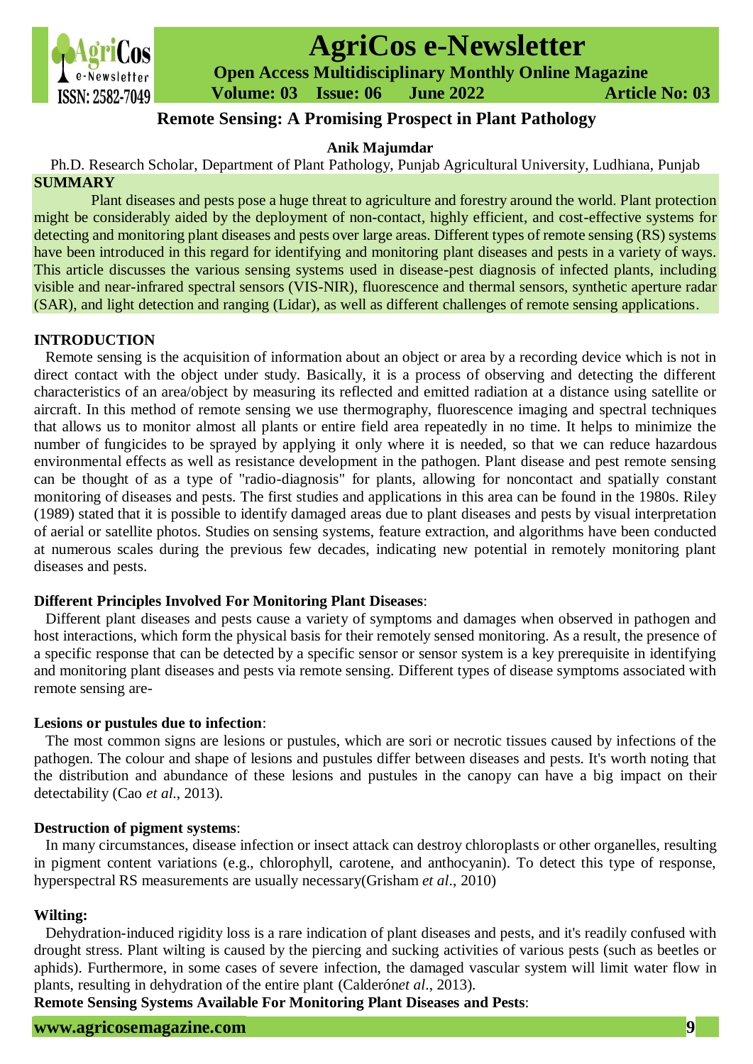# Remote Sensing: A Promising Prospect in Plant Pathology

**Anik Majumdar**

Ph.D. Research Scholar, Department of Plant Pathology, Punjab Agricultural University, Ludhiana, Punjab

**SUMMARY**

Plant diseases and pests pose a huge threat to agriculture and forestry around the world. Plant protection might be considerably aided by the deployment of non-contact, highly efficient, and cost-effective systems for detecting and monitoring plant diseases and pests over large areas. Different types of remote sensing (RS) systems have been introduced in this regard for identifying and monitoring plant diseases and pests in a variety of ways. This article discusses the various sensing systems used in disease-pest diagnosis of infected plants, including visible and near-infrared spectral sensors (VIS-NIR), fluorescence and thermal sensors, synthetic aperture radar (SAR), and light detection and ranging (Lidar), as well as different challenges of remote sensing applications.

**INTRODUCTION**

Remote sensing is the acquisition of information about an object or area by a recording device which is not in direct contact with the object under study. Basically, it is a process of observing and detecting the different characteristics of an area/object by measuring its reflected and emitted radiation at a distance using satellite or aircraft. In this method of remote sensing we use thermography, fluorescence imaging and spectral techniques that allows us to monitor almost all plants or entire field area repeatedly in no time. It helps to minimize the number of fungicides to be sprayed by applying it only where it is needed, so that we can reduce hazardous environmental effects as well as resistance development in the pathogen. Plant disease and pest remote sensing can be thought of as a type of "radio-diagnosis" for plants, allowing for noncontact and spatially constant monitoring of diseases and pests. The first studies and applications in this area can be found in the 1980s. Riley (1989) stated that it is possible to identify damaged areas due to plant diseases and pests by visual interpretation of aerial or satellite photos. Studies on sensing systems, feature extraction, and algorithms have been conducted at numerous scales during the previous few decades, indicating new potential in remotely monitoring plant diseases and pests.

**Different Principles Involved For Monitoring Plant Diseases**:

Different plant diseases and pests cause a variety of symptoms and damages when observed in pathogen and host interactions, which form the physical basis for their remotely sensed monitoring. As a result, the presence of a specific response that can be detected by a specific sensor or sensor system is a key prerequisite in identifying and monitoring plant diseases and pests via remote sensing. Different types of disease symptoms associated with remote sensing are-

**Lesions or pustules due to infection**:

The most common signs are lesions or pustules, which are sori or necrotic tissues caused by infections of the pathogen. The colour and shape of lesions and pustules differ between diseases and pests. It's worth noting that the distribution and abundance of these lesions and pustules in the canopy can have a big impact on their detectability (Cao *et al*., 2013).

**Destruction of pigment systems**:

In many circumstances, disease infection or insect attack can destroy chloroplasts or other organelles, resulting in pigment content variations (e.g., chlorophyll, carotene, and anthocyanin). To detect this type of response, hyperspectral RS measurements are usually necessary(Grisham *et al*., 2010)

**Wilting:**

Dehydration-induced rigidity loss is a rare indication of plant diseases and pests, and it's readily confused with drought stress. Plant wilting is caused by the piercing and sucking activities of various pests (such as beetles or aphids). Furthermore, in some cases of severe infection, the damaged vascular system will limit water flow in plants, resulting in dehydration of the entire plant (Calderón*et al*., 2013).

**Remote Sensing Systems Available For Monitoring Plant Diseases and Pests**: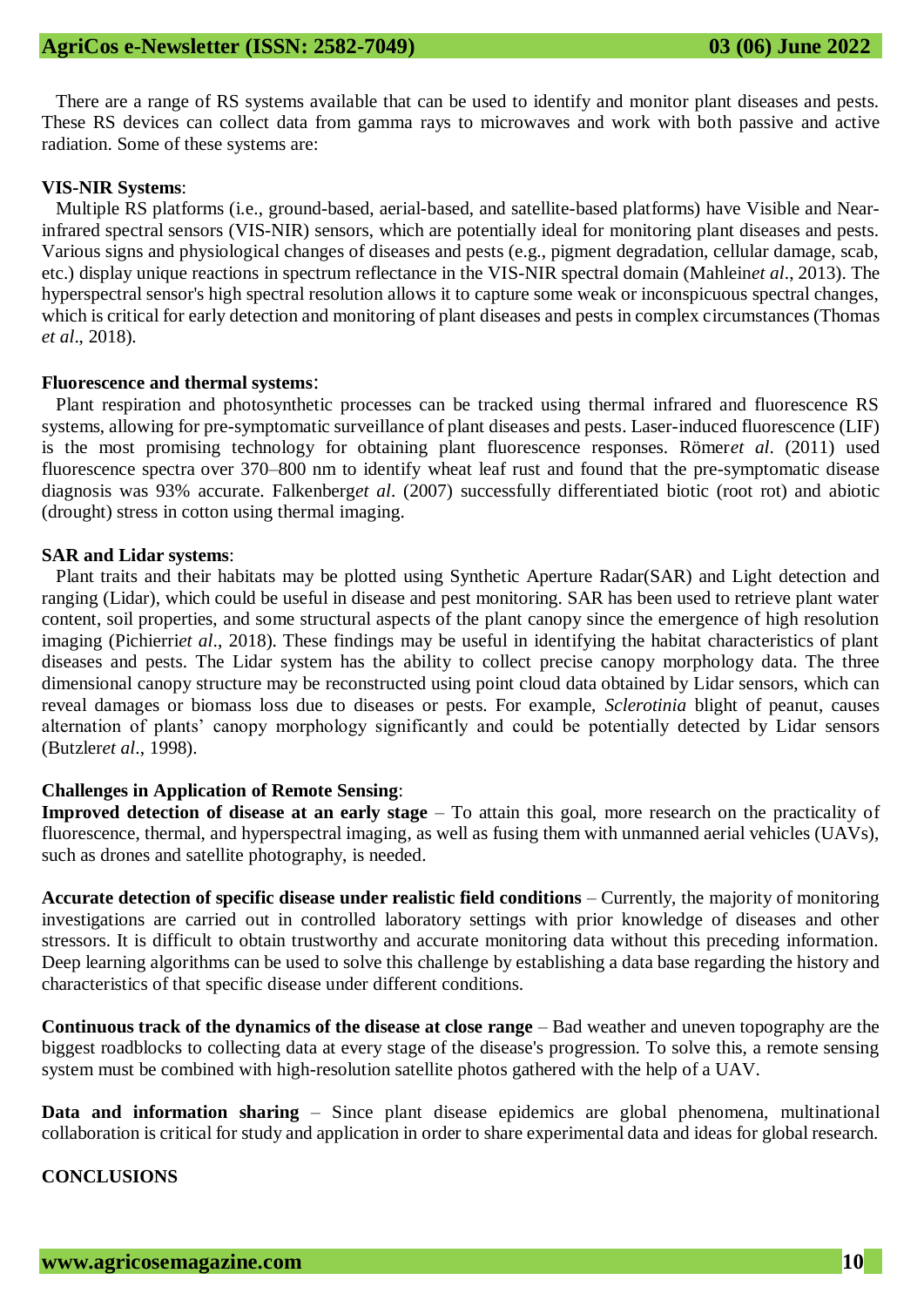There are a range of RS systems available that can be used to identify and monitor plant diseases and pests. These RS devices can collect data from gamma rays to microwaves and work with both passive and active radiation. Some of these systems are:

**VIS-NIR Systems**:

Multiple RS platforms (i.e., ground-based, aerial-based, and satellite-based platforms) have Visible and Near-infrared spectral sensors (VIS-NIR) sensors, which are potentially ideal for monitoring plant diseases and pests. Various signs and physiological changes of diseases and pests (e.g., pigment degradation, cellular damage, scab, etc.) display unique reactions in spectrum reflectance in the VIS-NIR spectral domain (Mahlein*et al*., 2013). The hyperspectral sensor's high spectral resolution allows it to capture some weak or inconspicuous spectral changes, which is critical for early detection and monitoring of plant diseases and pests in complex circumstances (Thomas *et al*., 2018).

**Fluorescence and thermal systems**:

Plant respiration and photosynthetic processes can be tracked using thermal infrared and fluorescence RS systems, allowing for pre-symptomatic surveillance of plant diseases and pests. Laser-induced fluorescence (LIF) is the most promising technology for obtaining plant fluorescence responses. Römer*et al*. (2011) used fluorescence spectra over 370–800 nm to identify wheat leaf rust and found that the pre-symptomatic disease diagnosis was 93% accurate. Falkenberg*et al*. (2007) successfully differentiated biotic (root rot) and abiotic (drought) stress in cotton using thermal imaging.

**SAR and Lidar systems**:

Plant traits and their habitats may be plotted using Synthetic Aperture Radar(SAR) and Light detection and ranging (Lidar), which could be useful in disease and pest monitoring. SAR has been used to retrieve plant water content, soil properties, and some structural aspects of the plant canopy since the emergence of high resolution imaging (Pichierri*et al*., 2018). These findings may be useful in identifying the habitat characteristics of plant diseases and pests. The Lidar system has the ability to collect precise canopy morphology data. The three dimensional canopy structure may be reconstructed using point cloud data obtained by Lidar sensors, which can reveal damages or biomass loss due to diseases or pests. For example, *Sclerotinia* blight of peanut, causes alternation of plants' canopy morphology significantly and could be potentially detected by Lidar sensors (Butzler*et al*., 1998).

**Challenges in Application of Remote Sensing**:

**Improved detection of disease at an early stage** – To attain this goal, more research on the practicality of fluorescence, thermal, and hyperspectral imaging, as well as fusing them with unmanned aerial vehicles (UAVs), such as drones and satellite photography, is needed.

**Accurate detection of specific disease under realistic field conditions** – Currently, the majority of monitoring investigations are carried out in controlled laboratory settings with prior knowledge of diseases and other stressors. It is difficult to obtain trustworthy and accurate monitoring data without this preceding information. Deep learning algorithms can be used to solve this challenge by establishing a data base regarding the history and characteristics of that specific disease under different conditions.

**Continuous track of the dynamics of the disease at close range** – Bad weather and uneven topography are the biggest roadblocks to collecting data at every stage of the disease's progression. To solve this, a remote sensing system must be combined with high-resolution satellite photos gathered with the help of a UAV.

**Data and information sharing** – Since plant disease epidemics are global phenomena, multinational collaboration is critical for study and application in order to share experimental data and ideas for global research.

## CONCLUSIONS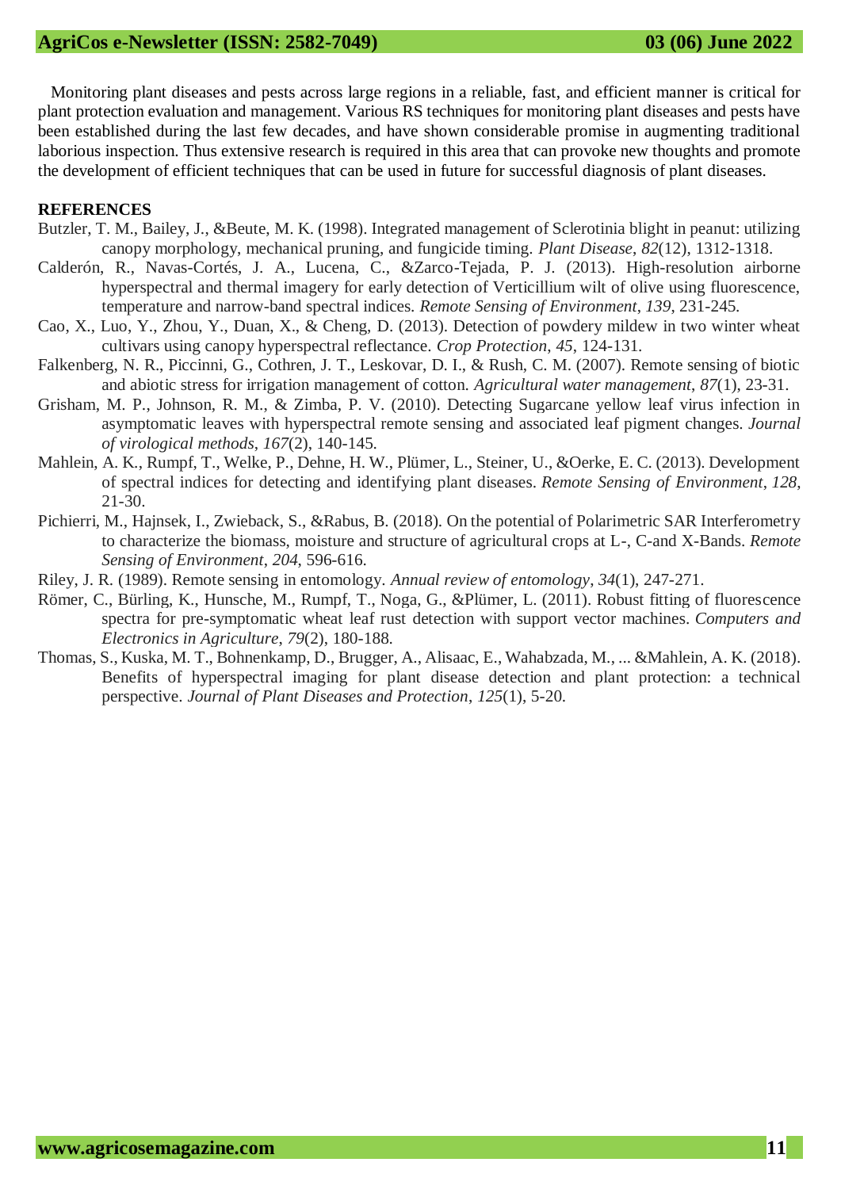Monitoring plant diseases and pests across large regions in a reliable, fast, and efficient manner is critical for plant protection evaluation and management. Various RS techniques for monitoring plant diseases and pests have been established during the last few decades, and have shown considerable promise in augmenting traditional laborious inspection. Thus extensive research is required in this area that can provoke new thoughts and promote the development of efficient techniques that can be used in future for successful diagnosis of plant diseases.

## REFERENCES

Butzler, T. M., Bailey, J., &Beute, M. K. (1998). Integrated management of Sclerotinia blight in peanut: utilizing canopy morphology, mechanical pruning, and fungicide timing. *Plant Disease*, *82*(12), 1312-1318.

Calderón, R., Navas-Cortés, J. A., Lucena, C., &Zarco-Tejada, P. J. (2013). High-resolution airborne hyperspectral and thermal imagery for early detection of Verticillium wilt of olive using fluorescence, temperature and narrow-band spectral indices. *Remote Sensing of Environment*, *139*, 231-245.

Cao, X., Luo, Y., Zhou, Y., Duan, X., & Cheng, D. (2013). Detection of powdery mildew in two winter wheat cultivars using canopy hyperspectral reflectance. *Crop Protection*, *45*, 124-131.

Falkenberg, N. R., Piccinni, G., Cothren, J. T., Leskovar, D. I., & Rush, C. M. (2007). Remote sensing of biotic and abiotic stress for irrigation management of cotton. *Agricultural water management*, *87*(1), 23-31.

Grisham, M. P., Johnson, R. M., & Zimba, P. V. (2010). Detecting Sugarcane yellow leaf virus infection in asymptomatic leaves with hyperspectral remote sensing and associated leaf pigment changes. *Journal of virological methods*, *167*(2), 140-145.

Mahlein, A. K., Rumpf, T., Welke, P., Dehne, H. W., Plümer, L., Steiner, U., &Oerke, E. C. (2013). Development of spectral indices for detecting and identifying plant diseases. *Remote Sensing of Environment*, *128*, 21-30.

Pichierri, M., Hajnsek, I., Zwieback, S., &Rabus, B. (2018). On the potential of Polarimetric SAR Interferometry to characterize the biomass, moisture and structure of agricultural crops at L-, C-and X-Bands. *Remote Sensing of Environment*, *204*, 596-616.

Riley, J. R. (1989). Remote sensing in entomology. *Annual review of entomology*, *34*(1), 247-271.

Römer, C., Bürling, K., Hunsche, M., Rumpf, T., Noga, G., &Plümer, L. (2011). Robust fitting of fluorescence spectra for pre-symptomatic wheat leaf rust detection with support vector machines. *Computers and Electronics in Agriculture*, *79*(2), 180-188.

Thomas, S., Kuska, M. T., Bohnenkamp, D., Brugger, A., Alisaac, E., Wahabzada, M., ... &Mahlein, A. K. (2018). Benefits of hyperspectral imaging for plant disease detection and plant protection: a technical perspective. *Journal of Plant Diseases and Protection*, *125*(1), 5-20.